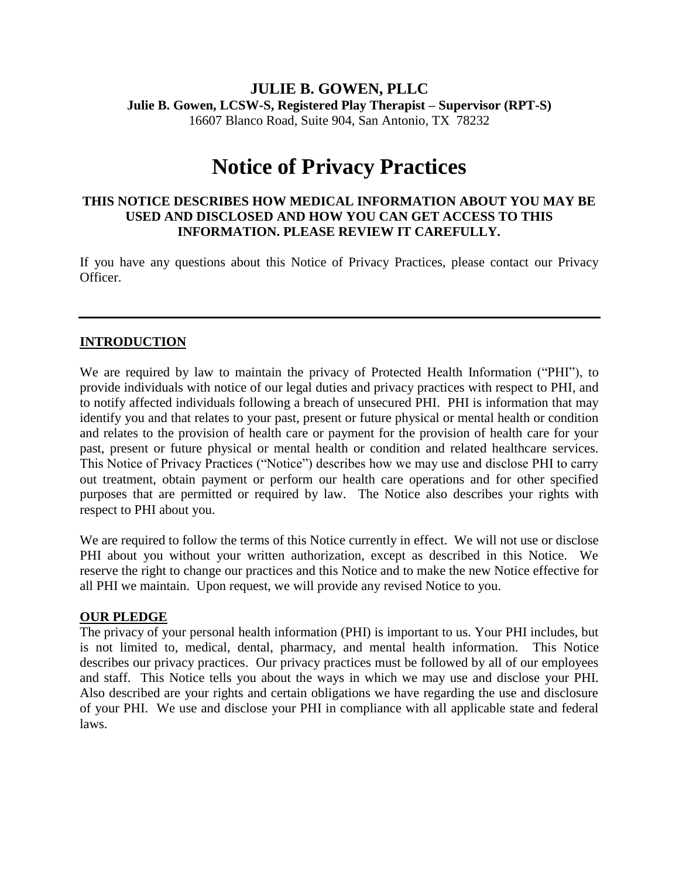**JULIE B. GOWEN, PLLC**
**Julie B. Gowen, LCSW-S, Registered Play Therapist – Supervisor (RPT-S)**
16607 Blanco Road, Suite 904, San Antonio, TX 78232

# Notice of Privacy Practices

**THIS NOTICE DESCRIBES HOW MEDICAL INFORMATION ABOUT YOU MAY BE USED AND DISCLOSED AND HOW YOU CAN GET ACCESS TO THIS INFORMATION. PLEASE REVIEW IT CAREFULLY.**

If you have any questions about this Notice of Privacy Practices, please contact our Privacy Officer.

---

## INTRODUCTION

We are required by law to maintain the privacy of Protected Health Information ("PHI"), to provide individuals with notice of our legal duties and privacy practices with respect to PHI, and to notify affected individuals following a breach of unsecured PHI. PHI is information that may identify you and that relates to your past, present or future physical or mental health or condition and relates to the provision of health care or payment for the provision of health care for your past, present or future physical or mental health or condition and related healthcare services. This Notice of Privacy Practices ("Notice") describes how we may use and disclose PHI to carry out treatment, obtain payment or perform our health care operations and for other specified purposes that are permitted or required by law. The Notice also describes your rights with respect to PHI about you.

We are required to follow the terms of this Notice currently in effect. We will not use or disclose PHI about you without your written authorization, except as described in this Notice. We reserve the right to change our practices and this Notice and to make the new Notice effective for all PHI we maintain. Upon request, we will provide any revised Notice to you.

## OUR PLEDGE

The privacy of your personal health information (PHI) is important to us. Your PHI includes, but is not limited to, medical, dental, pharmacy, and mental health information. This Notice describes our privacy practices. Our privacy practices must be followed by all of our employees and staff. This Notice tells you about the ways in which we may use and disclose your PHI. Also described are your rights and certain obligations we have regarding the use and disclosure of your PHI. We use and disclose your PHI in compliance with all applicable state and federal laws.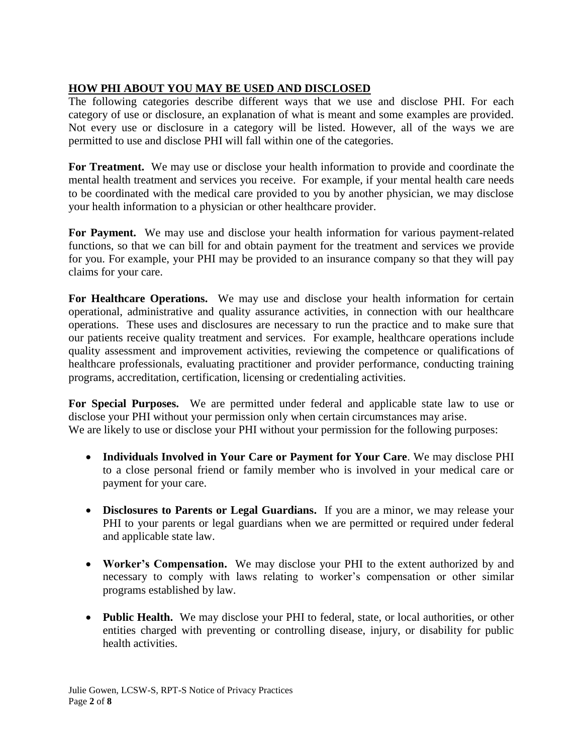## **HOW PHI ABOUT YOU MAY BE USED AND DISCLOSED**

The following categories describe different ways that we use and disclose PHI. For each category of use or disclosure, an explanation of what is meant and some examples are provided. Not every use or disclosure in a category will be listed. However, all of the ways we are permitted to use and disclose PHI will fall within one of the categories.

**For Treatment.** We may use or disclose your health information to provide and coordinate the mental health treatment and services you receive. For example, if your mental health care needs to be coordinated with the medical care provided to you by another physician, we may disclose your health information to a physician or other healthcare provider.

**For Payment.** We may use and disclose your health information for various payment-related functions, so that we can bill for and obtain payment for the treatment and services we provide for you. For example, your PHI may be provided to an insurance company so that they will pay claims for your care.

**For Healthcare Operations.** We may use and disclose your health information for certain operational, administrative and quality assurance activities, in connection with our healthcare operations. These uses and disclosures are necessary to run the practice and to make sure that our patients receive quality treatment and services. For example, healthcare operations include quality assessment and improvement activities, reviewing the competence or qualifications of healthcare professionals, evaluating practitioner and provider performance, conducting training programs, accreditation, certification, licensing or credentialing activities.

**For Special Purposes.** We are permitted under federal and applicable state law to use or disclose your PHI without your permission only when certain circumstances may arise.
We are likely to use or disclose your PHI without your permission for the following purposes:

- **Individuals Involved in Your Care or Payment for Your Care**. We may disclose PHI to a close personal friend or family member who is involved in your medical care or payment for your care.

- **Disclosures to Parents or Legal Guardians.** If you are a minor, we may release your PHI to your parents or legal guardians when we are permitted or required under federal and applicable state law.

- **Worker's Compensation.** We may disclose your PHI to the extent authorized by and necessary to comply with laws relating to worker's compensation or other similar programs established by law.

- **Public Health.** We may disclose your PHI to federal, state, or local authorities, or other entities charged with preventing or controlling disease, injury, or disability for public health activities.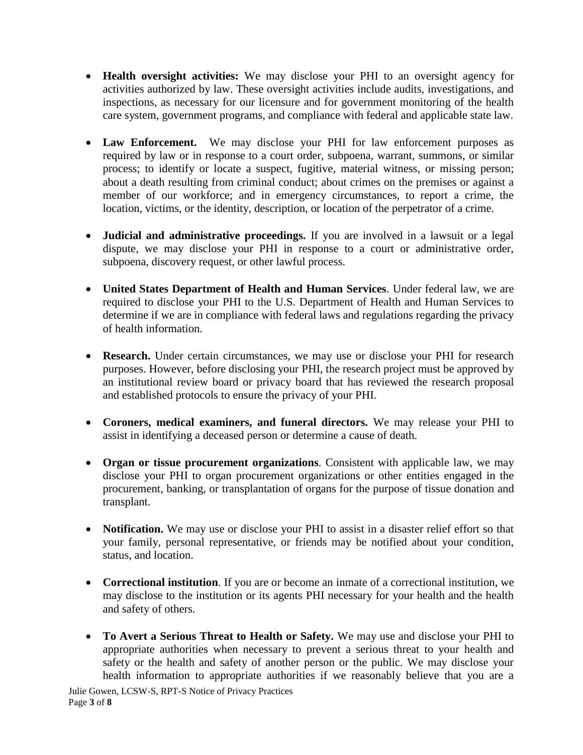- **Health oversight activities:** We may disclose your PHI to an oversight agency for activities authorized by law. These oversight activities include audits, investigations, and inspections, as necessary for our licensure and for government monitoring of the health care system, government programs, and compliance with federal and applicable state law.

- **Law Enforcement.** We may disclose your PHI for law enforcement purposes as required by law or in response to a court order, subpoena, warrant, summons, or similar process; to identify or locate a suspect, fugitive, material witness, or missing person; about a death resulting from criminal conduct; about crimes on the premises or against a member of our workforce; and in emergency circumstances, to report a crime, the location, victims, or the identity, description, or location of the perpetrator of a crime.

- **Judicial and administrative proceedings.** If you are involved in a lawsuit or a legal dispute, we may disclose your PHI in response to a court or administrative order, subpoena, discovery request, or other lawful process.

- **United States Department of Health and Human Services**. Under federal law, we are required to disclose your PHI to the U.S. Department of Health and Human Services to determine if we are in compliance with federal laws and regulations regarding the privacy of health information.

- **Research.** Under certain circumstances, we may use or disclose your PHI for research purposes. However, before disclosing your PHI, the research project must be approved by an institutional review board or privacy board that has reviewed the research proposal and established protocols to ensure the privacy of your PHI.

- **Coroners, medical examiners, and funeral directors.** We may release your PHI to assist in identifying a deceased person or determine a cause of death.

- **Organ or tissue procurement organizations**. Consistent with applicable law, we may disclose your PHI to organ procurement organizations or other entities engaged in the procurement, banking, or transplantation of organs for the purpose of tissue donation and transplant.

- **Notification.** We may use or disclose your PHI to assist in a disaster relief effort so that your family, personal representative, or friends may be notified about your condition, status, and location.

- **Correctional institution**. If you are or become an inmate of a correctional institution, we may disclose to the institution or its agents PHI necessary for your health and the health and safety of others.

- **To Avert a Serious Threat to Health or Safety.** We may use and disclose your PHI to appropriate authorities when necessary to prevent a serious threat to your health and safety or the health and safety of another person or the public. We may disclose your health information to appropriate authorities if we reasonably believe that you are a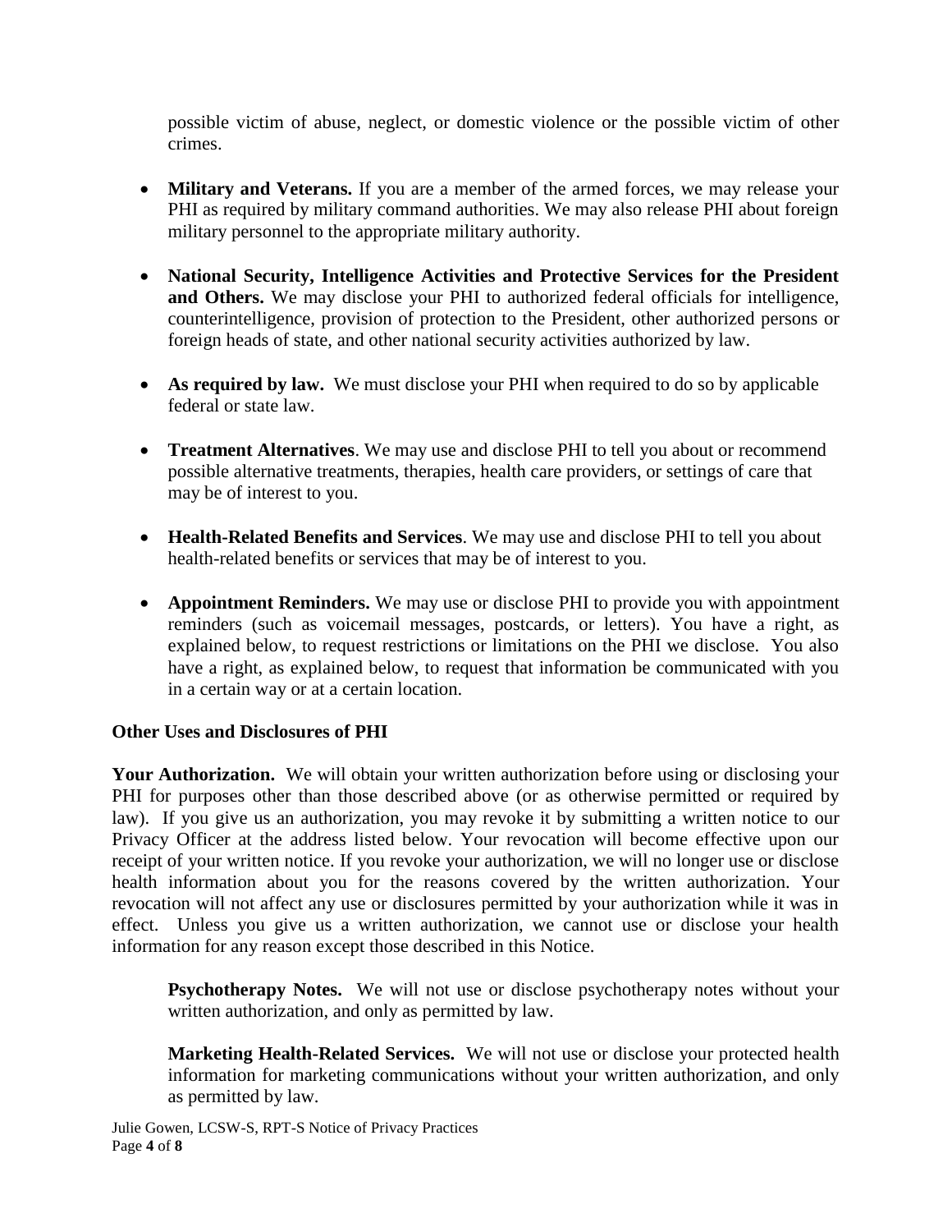possible victim of abuse, neglect, or domestic violence or the possible victim of other crimes.

- **Military and Veterans.** If you are a member of the armed forces, we may release your PHI as required by military command authorities. We may also release PHI about foreign military personnel to the appropriate military authority.

- **National Security, Intelligence Activities and Protective Services for the President and Others.** We may disclose your PHI to authorized federal officials for intelligence, counterintelligence, provision of protection to the President, other authorized persons or foreign heads of state, and other national security activities authorized by law.

- **As required by law.** We must disclose your PHI when required to do so by applicable federal or state law.

- **Treatment Alternatives**. We may use and disclose PHI to tell you about or recommend possible alternative treatments, therapies, health care providers, or settings of care that may be of interest to you.

- **Health-Related Benefits and Services**. We may use and disclose PHI to tell you about health-related benefits or services that may be of interest to you.

- **Appointment Reminders.** We may use or disclose PHI to provide you with appointment reminders (such as voicemail messages, postcards, or letters). You have a right, as explained below, to request restrictions or limitations on the PHI we disclose. You also have a right, as explained below, to request that information be communicated with you in a certain way or at a certain location.

**Other Uses and Disclosures of PHI**

**Your Authorization.** We will obtain your written authorization before using or disclosing your PHI for purposes other than those described above (or as otherwise permitted or required by law). If you give us an authorization, you may revoke it by submitting a written notice to our Privacy Officer at the address listed below. Your revocation will become effective upon our receipt of your written notice. If you revoke your authorization, we will no longer use or disclose health information about you for the reasons covered by the written authorization. Your revocation will not affect any use or disclosures permitted by your authorization while it was in effect. Unless you give us a written authorization, we cannot use or disclose your health information for any reason except those described in this Notice.

**Psychotherapy Notes.** We will not use or disclose psychotherapy notes without your written authorization, and only as permitted by law.

**Marketing Health-Related Services.** We will not use or disclose your protected health information for marketing communications without your written authorization, and only as permitted by law.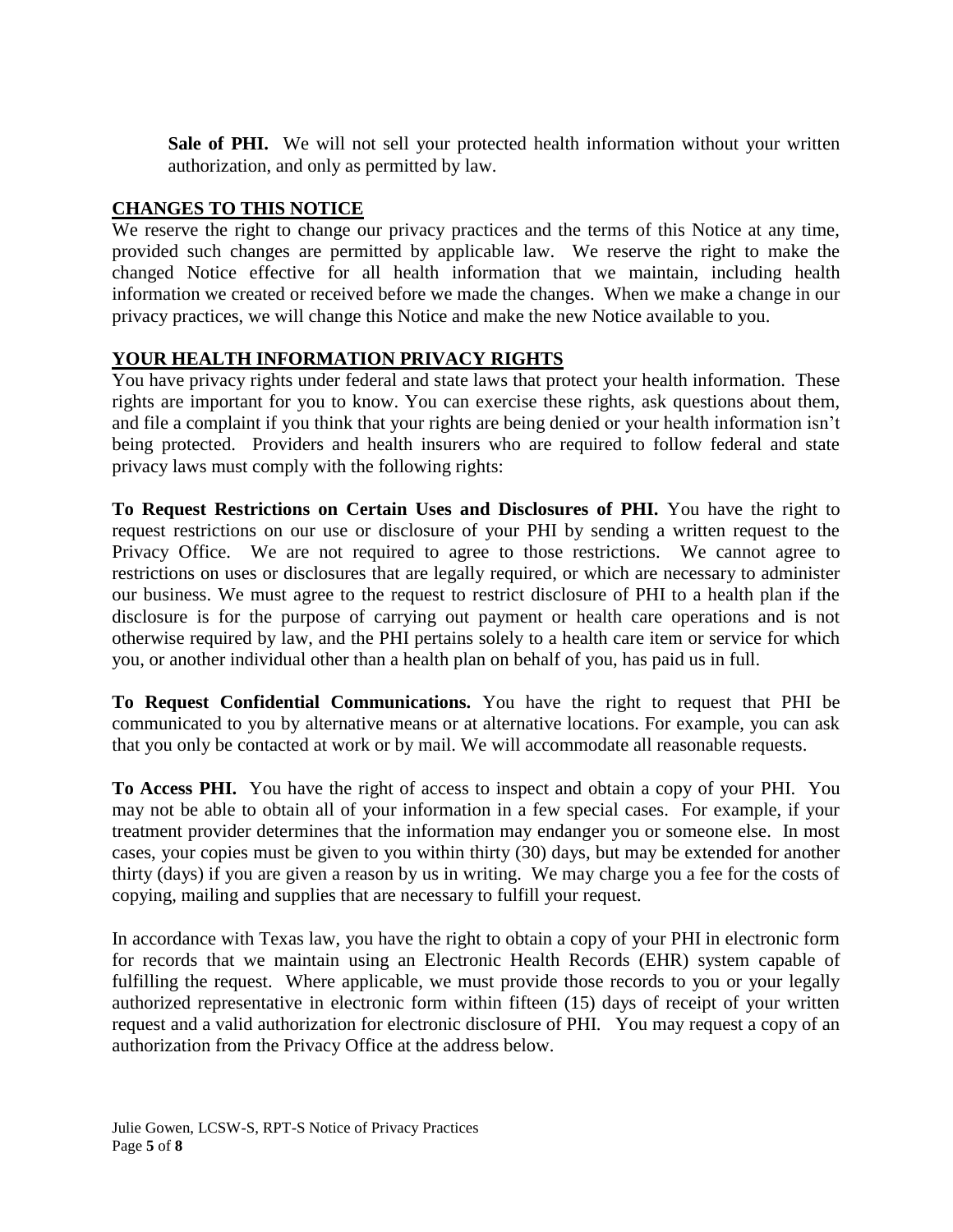**Sale of PHI.** We will not sell your protected health information without your written authorization, and only as permitted by law.

## CHANGES TO THIS NOTICE

We reserve the right to change our privacy practices and the terms of this Notice at any time, provided such changes are permitted by applicable law. We reserve the right to make the changed Notice effective for all health information that we maintain, including health information we created or received before we made the changes. When we make a change in our privacy practices, we will change this Notice and make the new Notice available to you.

## YOUR HEALTH INFORMATION PRIVACY RIGHTS

You have privacy rights under federal and state laws that protect your health information. These rights are important for you to know. You can exercise these rights, ask questions about them, and file a complaint if you think that your rights are being denied or your health information isn't being protected. Providers and health insurers who are required to follow federal and state privacy laws must comply with the following rights:

**To Request Restrictions on Certain Uses and Disclosures of PHI.** You have the right to request restrictions on our use or disclosure of your PHI by sending a written request to the Privacy Office. We are not required to agree to those restrictions. We cannot agree to restrictions on uses or disclosures that are legally required, or which are necessary to administer our business. We must agree to the request to restrict disclosure of PHI to a health plan if the disclosure is for the purpose of carrying out payment or health care operations and is not otherwise required by law, and the PHI pertains solely to a health care item or service for which you, or another individual other than a health plan on behalf of you, has paid us in full.

**To Request Confidential Communications.** You have the right to request that PHI be communicated to you by alternative means or at alternative locations. For example, you can ask that you only be contacted at work or by mail. We will accommodate all reasonable requests.

**To Access PHI.** You have the right of access to inspect and obtain a copy of your PHI. You may not be able to obtain all of your information in a few special cases. For example, if your treatment provider determines that the information may endanger you or someone else. In most cases, your copies must be given to you within thirty (30) days, but may be extended for another thirty (days) if you are given a reason by us in writing. We may charge you a fee for the costs of copying, mailing and supplies that are necessary to fulfill your request.

In accordance with Texas law, you have the right to obtain a copy of your PHI in electronic form for records that we maintain using an Electronic Health Records (EHR) system capable of fulfilling the request. Where applicable, we must provide those records to you or your legally authorized representative in electronic form within fifteen (15) days of receipt of your written request and a valid authorization for electronic disclosure of PHI. You may request a copy of an authorization from the Privacy Office at the address below.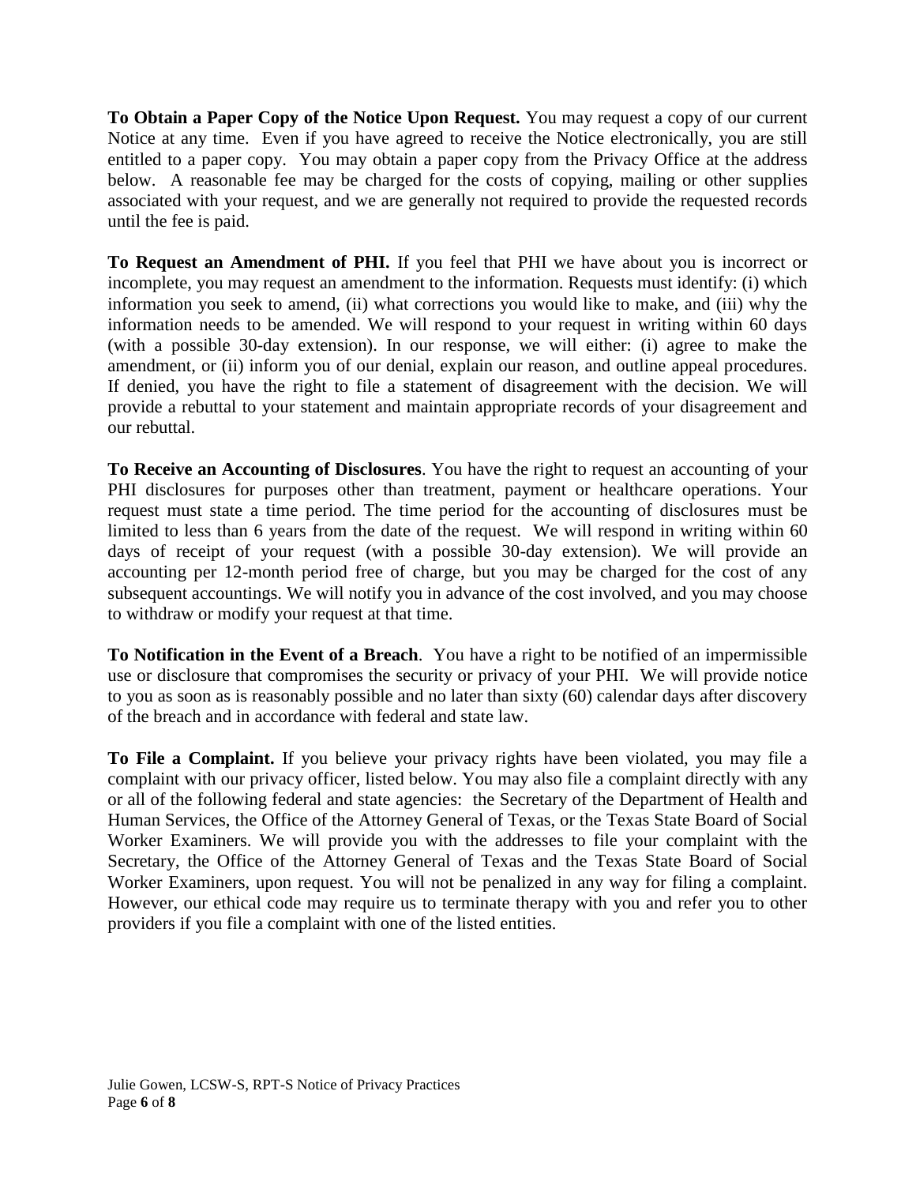**To Obtain a Paper Copy of the Notice Upon Request.** You may request a copy of our current Notice at any time. Even if you have agreed to receive the Notice electronically, you are still entitled to a paper copy. You may obtain a paper copy from the Privacy Office at the address below. A reasonable fee may be charged for the costs of copying, mailing or other supplies associated with your request, and we are generally not required to provide the requested records until the fee is paid.

**To Request an Amendment of PHI.** If you feel that PHI we have about you is incorrect or incomplete, you may request an amendment to the information. Requests must identify: (i) which information you seek to amend, (ii) what corrections you would like to make, and (iii) why the information needs to be amended. We will respond to your request in writing within 60 days (with a possible 30-day extension). In our response, we will either: (i) agree to make the amendment, or (ii) inform you of our denial, explain our reason, and outline appeal procedures. If denied, you have the right to file a statement of disagreement with the decision. We will provide a rebuttal to your statement and maintain appropriate records of your disagreement and our rebuttal.

**To Receive an Accounting of Disclosures**. You have the right to request an accounting of your PHI disclosures for purposes other than treatment, payment or healthcare operations. Your request must state a time period. The time period for the accounting of disclosures must be limited to less than 6 years from the date of the request. We will respond in writing within 60 days of receipt of your request (with a possible 30-day extension). We will provide an accounting per 12-month period free of charge, but you may be charged for the cost of any subsequent accountings. We will notify you in advance of the cost involved, and you may choose to withdraw or modify your request at that time.

**To Notification in the Event of a Breach**. You have a right to be notified of an impermissible use or disclosure that compromises the security or privacy of your PHI. We will provide notice to you as soon as is reasonably possible and no later than sixty (60) calendar days after discovery of the breach and in accordance with federal and state law.

**To File a Complaint.** If you believe your privacy rights have been violated, you may file a complaint with our privacy officer, listed below. You may also file a complaint directly with any or all of the following federal and state agencies: the Secretary of the Department of Health and Human Services, the Office of the Attorney General of Texas, or the Texas State Board of Social Worker Examiners. We will provide you with the addresses to file your complaint with the Secretary, the Office of the Attorney General of Texas and the Texas State Board of Social Worker Examiners, upon request. You will not be penalized in any way for filing a complaint. However, our ethical code may require us to terminate therapy with you and refer you to other providers if you file a complaint with one of the listed entities.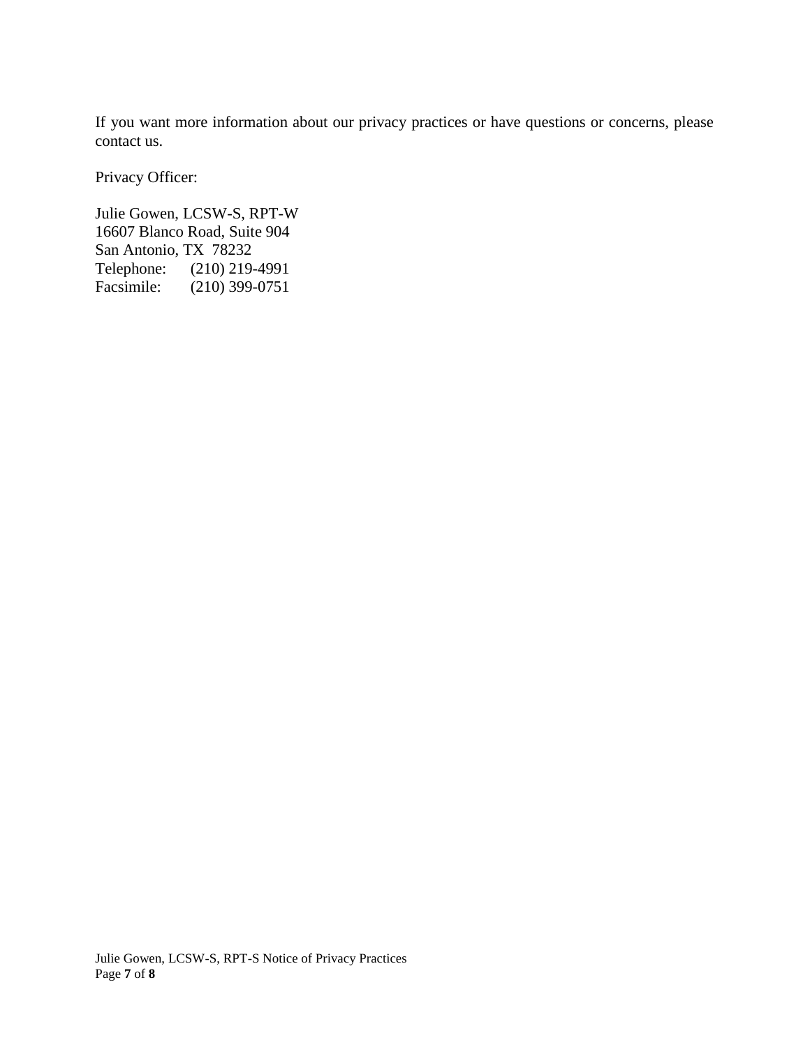If you want more information about our privacy practices or have questions or concerns, please contact us.

Privacy Officer:

Julie Gowen, LCSW-S, RPT-W  
16607 Blanco Road, Suite 904  
San Antonio, TX 78232  
Telephone: (210) 219-4991  
Facsimile: (210) 399-0751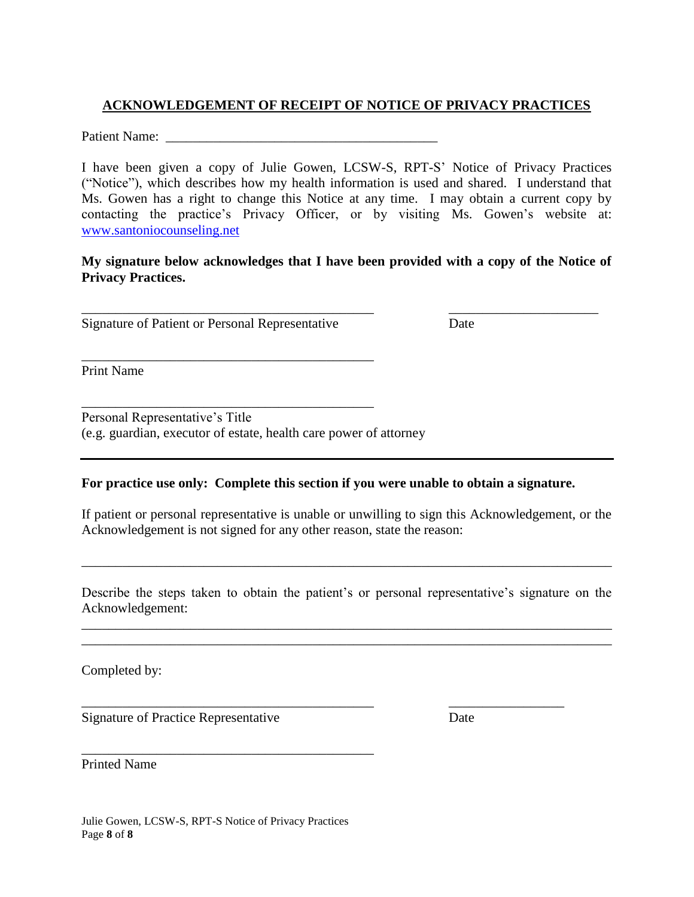## ACKNOWLEDGEMENT OF RECEIPT OF NOTICE OF PRIVACY PRACTICES

Patient Name: ________________________________________

I have been given a copy of Julie Gowen, LCSW-S, RPT-S' Notice of Privacy Practices ("Notice"), which describes how my health information is used and shared. I understand that Ms. Gowen has a right to change this Notice at any time. I may obtain a current copy by contacting the practice's Privacy Officer, or by visiting Ms. Gowen's website at: www.santoniocounseling.net

**My signature below acknowledges that I have been provided with a copy of the Notice of Privacy Practices.**

____________________________________________ ______________________

Signature of Patient or Personal Representative Date

____________________________________________

Print Name

____________________________________________

Personal Representative's Title
(e.g. guardian, executor of estate, health care power of attorney

---

**For practice use only: Complete this section if you were unable to obtain a signature.**

If patient or personal representative is unable or unwilling to sign this Acknowledgement, or the Acknowledgement is not signed for any other reason, state the reason:

_____________________________________________________________________________

Describe the steps taken to obtain the patient's or personal representative's signature on the Acknowledgement:

_____________________________________________________________________________
_____________________________________________________________________________

Completed by:

____________________________________________ _________________

Signature of Practice Representative Date

____________________________________________

Printed Name